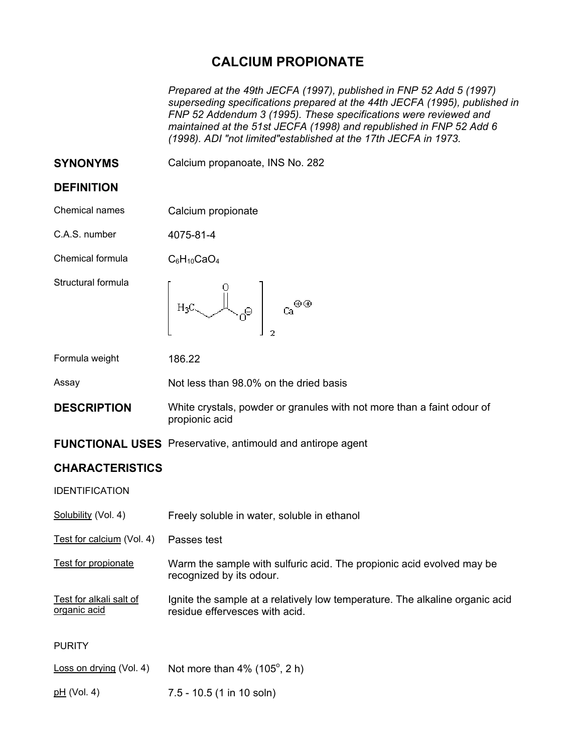# CALCIUM PROPIONATE

*Prepared at the 49th JECFA (1997), published in FNP 52 Add 5 (1997) superseding specifications prepared at the 44th JECFA (1995), published in FNP 52 Addendum 3 (1995). These specifications were reviewed and maintained at the 51st JECFA (1998) and republished in FNP 52 Add 6 (1998). ADI "not limited"established at the 17th JECFA in 1973.*

## SYNONYMS

Calcium propanoate, INS No. 282

## DEFINITION

| | |
|---|---|
| Chemical names | Calcium propionate |
| C.A.S. number | 4075-81-4 |
| Chemical formula | $C_6H_{10}CaO_4$ |
| Structural formula | $[H_3C-CH_2-C(=O)O^{\ominus}]_2 \; Ca^{\oplus\oplus}$ |
| Formula weight | 186.22 |
| Assay | Not less than 98.0% on the dried basis |

## DESCRIPTION

White crystals, powder or granules with not more than a faint odour of propionic acid

## FUNCTIONAL USES

Preservative, antimould and antirope agent

## CHARACTERISTICS

### IDENTIFICATION

| | |
|---|---|
| Solubility (Vol. 4) | Freely soluble in water, soluble in ethanol |
| Test for calcium (Vol. 4) | Passes test |
| Test for propionate | Warm the sample with sulfuric acid. The propionic acid evolved may be recognized by its odour. |
| Test for alkali salt of organic acid | Ignite the sample at a relatively low temperature. The alkaline organic acid residue effervesces with acid. |

### PURITY

| | |
|---|---|
| Loss on drying (Vol. 4) | Not more than 4% (105$^o$, 2 h) |
| pH (Vol. 4) | 7.5 - 10.5 (1 in 10 soln) |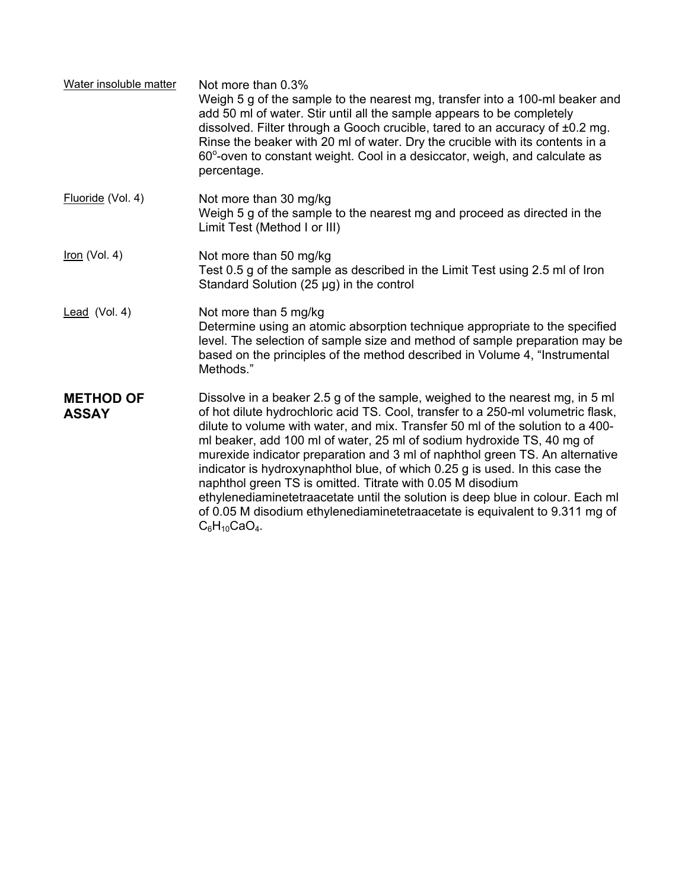Water insoluble matter

Not more than 0.3%

Weigh 5 g of the sample to the nearest mg, transfer into a 100-ml beaker and add 50 ml of water. Stir until all the sample appears to be completely dissolved. Filter through a Gooch crucible, tared to an accuracy of ±0.2 mg. Rinse the beaker with 20 ml of water. Dry the crucible with its contents in a 60°-oven to constant weight. Cool in a desiccator, weigh, and calculate as percentage.

Fluoride (Vol. 4)

Not more than 30 mg/kg

Weigh 5 g of the sample to the nearest mg and proceed as directed in the Limit Test (Method I or III)

Iron (Vol. 4)

Not more than 50 mg/kg

Test 0.5 g of the sample as described in the Limit Test using 2.5 ml of Iron Standard Solution (25 µg) in the control

Lead (Vol. 4)

Not more than 5 mg/kg

Determine using an atomic absorption technique appropriate to the specified level. The selection of sample size and method of sample preparation may be based on the principles of the method described in Volume 4, "Instrumental Methods."

## METHOD OF ASSAY

Dissolve in a beaker 2.5 g of the sample, weighed to the nearest mg, in 5 ml of hot dilute hydrochloric acid TS. Cool, transfer to a 250-ml volumetric flask, dilute to volume with water, and mix. Transfer 50 ml of the solution to a 400-ml beaker, add 100 ml of water, 25 ml of sodium hydroxide TS, 40 mg of murexide indicator preparation and 3 ml of naphthol green TS. An alternative indicator is hydroxynaphthol blue, of which 0.25 g is used. In this case the naphthol green TS is omitted. Titrate with 0.05 M disodium ethylenediaminetetraacetate until the solution is deep blue in colour. Each ml of 0.05 M disodium ethylenediaminetetraacetate is equivalent to 9.311 mg of $C_6H_{10}CaO_4$.